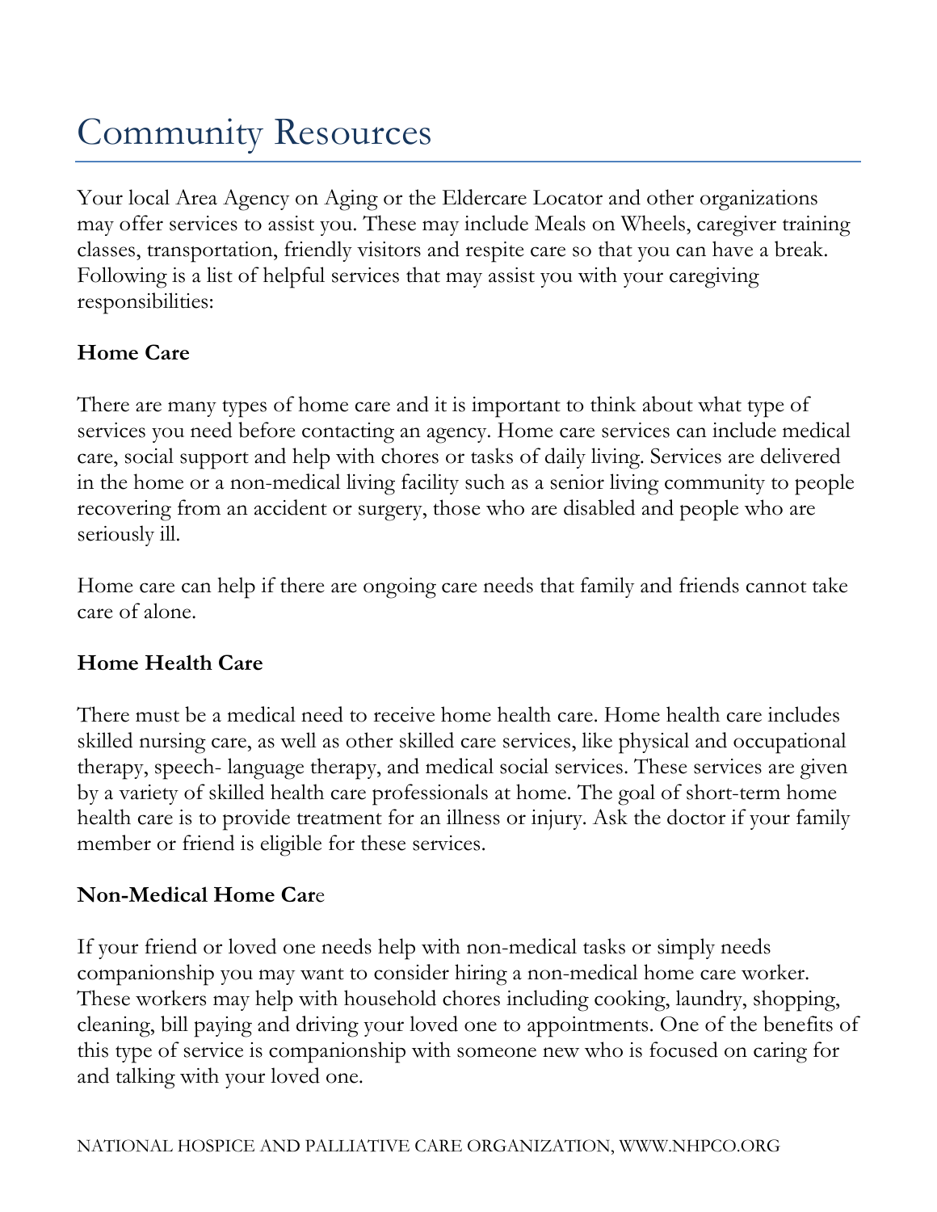# Community Resources

Your local Area Agency on Aging or the Eldercare Locator and other organizations may offer services to assist you. These may include Meals on Wheels, caregiver training classes, transportation, friendly visitors and respite care so that you can have a break. Following is a list of helpful services that may assist you with your caregiving responsibilities:

**Home Care**

There are many types of home care and it is important to think about what type of services you need before contacting an agency. Home care services can include medical care, social support and help with chores or tasks of daily living. Services are delivered in the home or a non-medical living facility such as a senior living community to people recovering from an accident or surgery, those who are disabled and people who are seriously ill.

Home care can help if there are ongoing care needs that family and friends cannot take care of alone.

**Home Health Care**

There must be a medical need to receive home health care. Home health care includes skilled nursing care, as well as other skilled care services, like physical and occupational therapy, speech- language therapy, and medical social services. These services are given by a variety of skilled health care professionals at home. The goal of short-term home health care is to provide treatment for an illness or injury. Ask the doctor if your family member or friend is eligible for these services.

**Non-Medical Home Care**

If your friend or loved one needs help with non-medical tasks or simply needs companionship you may want to consider hiring a non-medical home care worker. These workers may help with household chores including cooking, laundry, shopping, cleaning, bill paying and driving your loved one to appointments. One of the benefits of this type of service is companionship with someone new who is focused on caring for and talking with your loved one.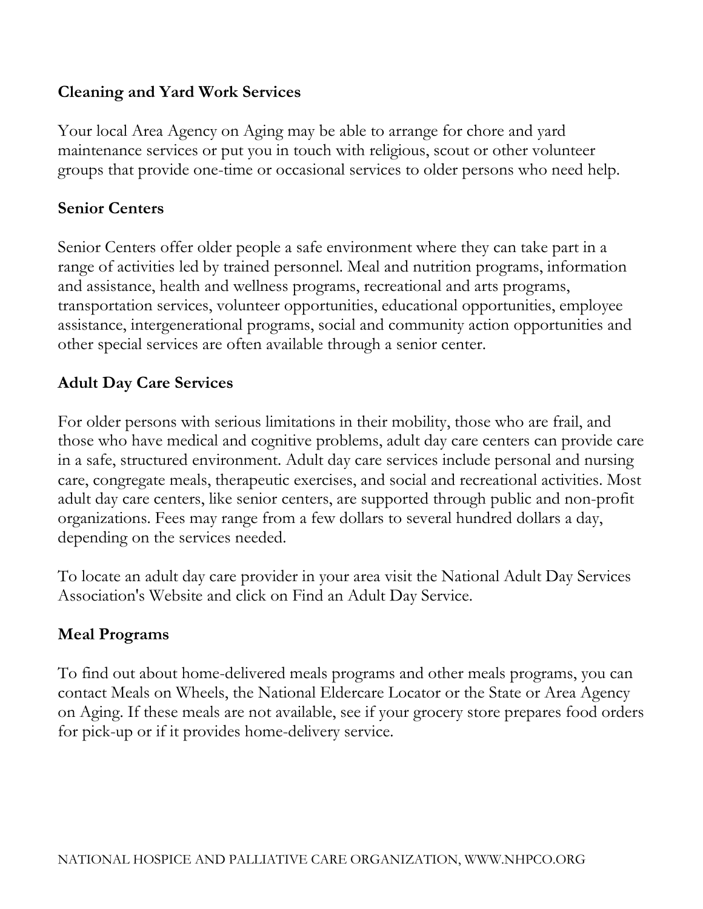## Cleaning and Yard Work Services

Your local Area Agency on Aging may be able to arrange for chore and yard maintenance services or put you in touch with religious, scout or other volunteer groups that provide one-time or occasional services to older persons who need help.

## Senior Centers

Senior Centers offer older people a safe environment where they can take part in a range of activities led by trained personnel. Meal and nutrition programs, information and assistance, health and wellness programs, recreational and arts programs, transportation services, volunteer opportunities, educational opportunities, employee assistance, intergenerational programs, social and community action opportunities and other special services are often available through a senior center.

## Adult Day Care Services

For older persons with serious limitations in their mobility, those who are frail, and those who have medical and cognitive problems, adult day care centers can provide care in a safe, structured environment. Adult day care services include personal and nursing care, congregate meals, therapeutic exercises, and social and recreational activities. Most adult day care centers, like senior centers, are supported through public and non-profit organizations. Fees may range from a few dollars to several hundred dollars a day, depending on the services needed.

To locate an adult day care provider in your area visit the National Adult Day Services Association's Website and click on Find an Adult Day Service.

## Meal Programs

To find out about home-delivered meals programs and other meals programs, you can contact Meals on Wheels, the National Eldercare Locator or the State or Area Agency on Aging. If these meals are not available, see if your grocery store prepares food orders for pick-up or if it provides home-delivery service.